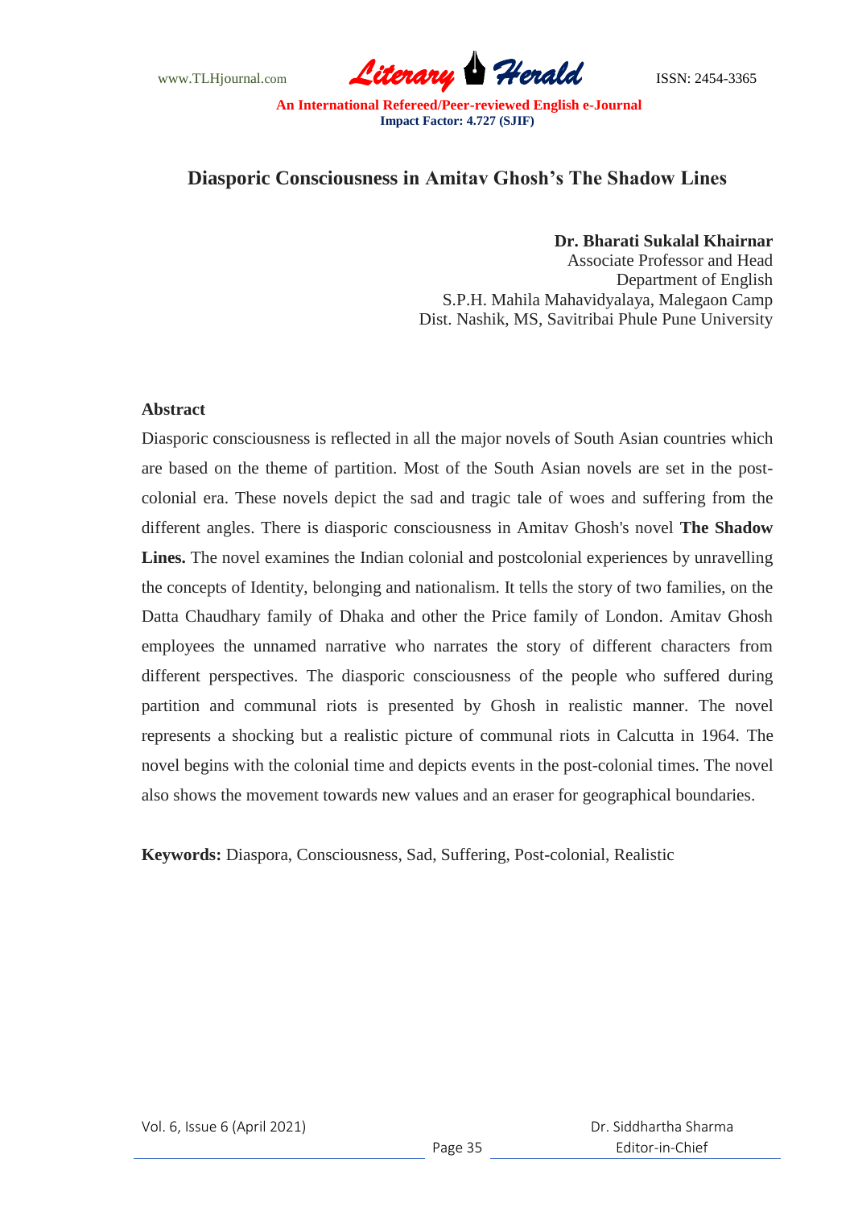# Diasporic Consciousness in Amitav Ghosh's The Shadow Lines

**Dr. Bharati Sukalal Khairnar**
Associate Professor and Head
Department of English
S.P.H. Mahila Mahavidyalaya, Malegaon Camp
Dist. Nashik, MS, Savitribai Phule Pune University

## Abstract

Diasporic consciousness is reflected in all the major novels of South Asian countries which are based on the theme of partition. Most of the South Asian novels are set in the post-colonial era. These novels depict the sad and tragic tale of woes and suffering from the different angles. There is diasporic consciousness in Amitav Ghosh's novel **The Shadow Lines.** The novel examines the Indian colonial and postcolonial experiences by unravelling the concepts of Identity, belonging and nationalism. It tells the story of two families, on the Datta Chaudhary family of Dhaka and other the Price family of London. Amitav Ghosh employees the unnamed narrative who narrates the story of different characters from different perspectives. The diasporic consciousness of the people who suffered during partition and communal riots is presented by Ghosh in realistic manner. The novel represents a shocking but a realistic picture of communal riots in Calcutta in 1964. The novel begins with the colonial time and depicts events in the post-colonial times. The novel also shows the movement towards new values and an eraser for geographical boundaries.

**Keywords:** Diaspora, Consciousness, Sad, Suffering, Post-colonial, Realistic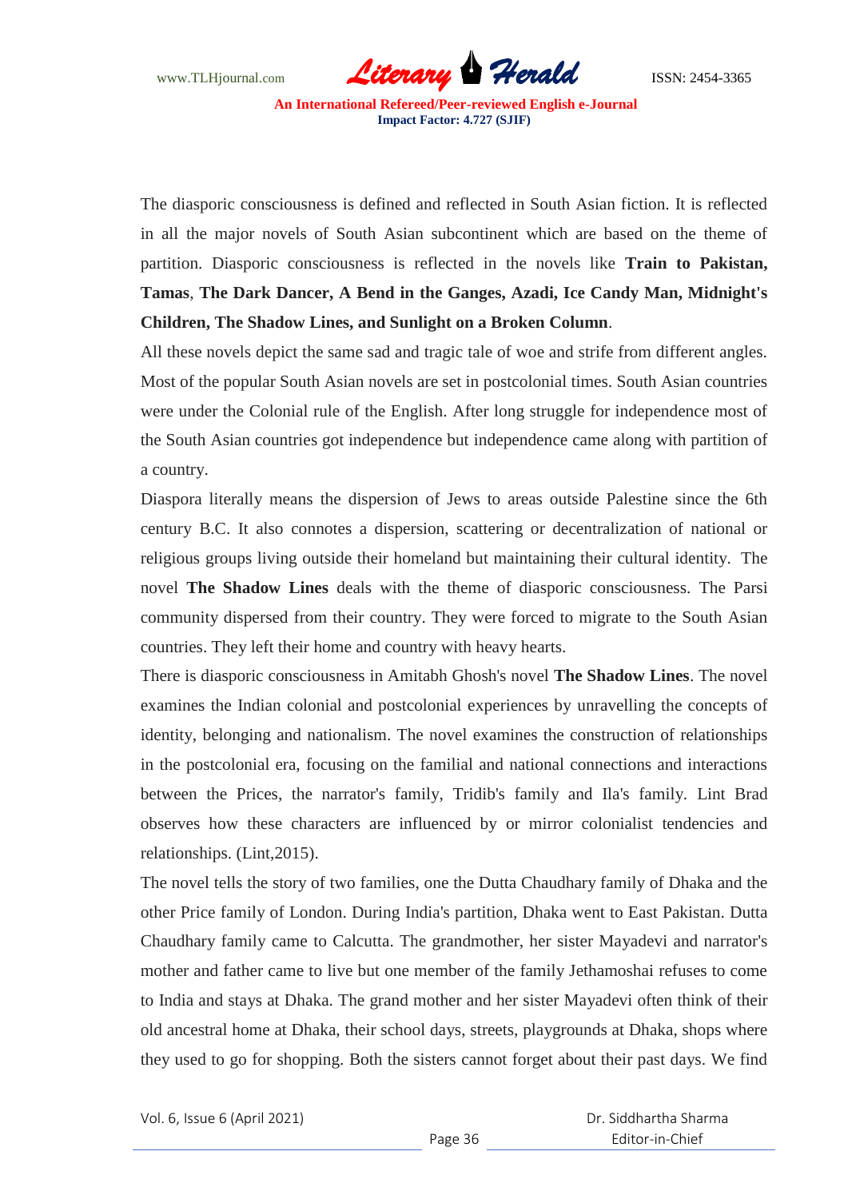The diasporic consciousness is defined and reflected in South Asian fiction. It is reflected in all the major novels of South Asian subcontinent which are based on the theme of partition. Diasporic consciousness is reflected in the novels like **Train to Pakistan, Tamas**, **The Dark Dancer, A Bend in the Ganges, Azadi, Ice Candy Man, Midnight's Children, The Shadow Lines, and Sunlight on a Broken Column**.

All these novels depict the same sad and tragic tale of woe and strife from different angles. Most of the popular South Asian novels are set in postcolonial times. South Asian countries were under the Colonial rule of the English. After long struggle for independence most of the South Asian countries got independence but independence came along with partition of a country.

Diaspora literally means the dispersion of Jews to areas outside Palestine since the 6th century B.C. It also connotes a dispersion, scattering or decentralization of national or religious groups living outside their homeland but maintaining their cultural identity. The novel **The Shadow Lines** deals with the theme of diasporic consciousness. The Parsi community dispersed from their country. They were forced to migrate to the South Asian countries. They left their home and country with heavy hearts.

There is diasporic consciousness in Amitabh Ghosh's novel **The Shadow Lines**. The novel examines the Indian colonial and postcolonial experiences by unravelling the concepts of identity, belonging and nationalism. The novel examines the construction of relationships in the postcolonial era, focusing on the familial and national connections and interactions between the Prices, the narrator's family, Tridib's family and Ila's family. Lint Brad observes how these characters are influenced by or mirror colonialist tendencies and relationships. (Lint,2015).

The novel tells the story of two families, one the Dutta Chaudhary family of Dhaka and the other Price family of London. During India's partition, Dhaka went to East Pakistan. Dutta Chaudhary family came to Calcutta. The grandmother, her sister Mayadevi and narrator's mother and father came to live but one member of the family Jethamoshai refuses to come to India and stays at Dhaka. The grand mother and her sister Mayadevi often think of their old ancestral home at Dhaka, their school days, streets, playgrounds at Dhaka, shops where they used to go for shopping. Both the sisters cannot forget about their past days. We find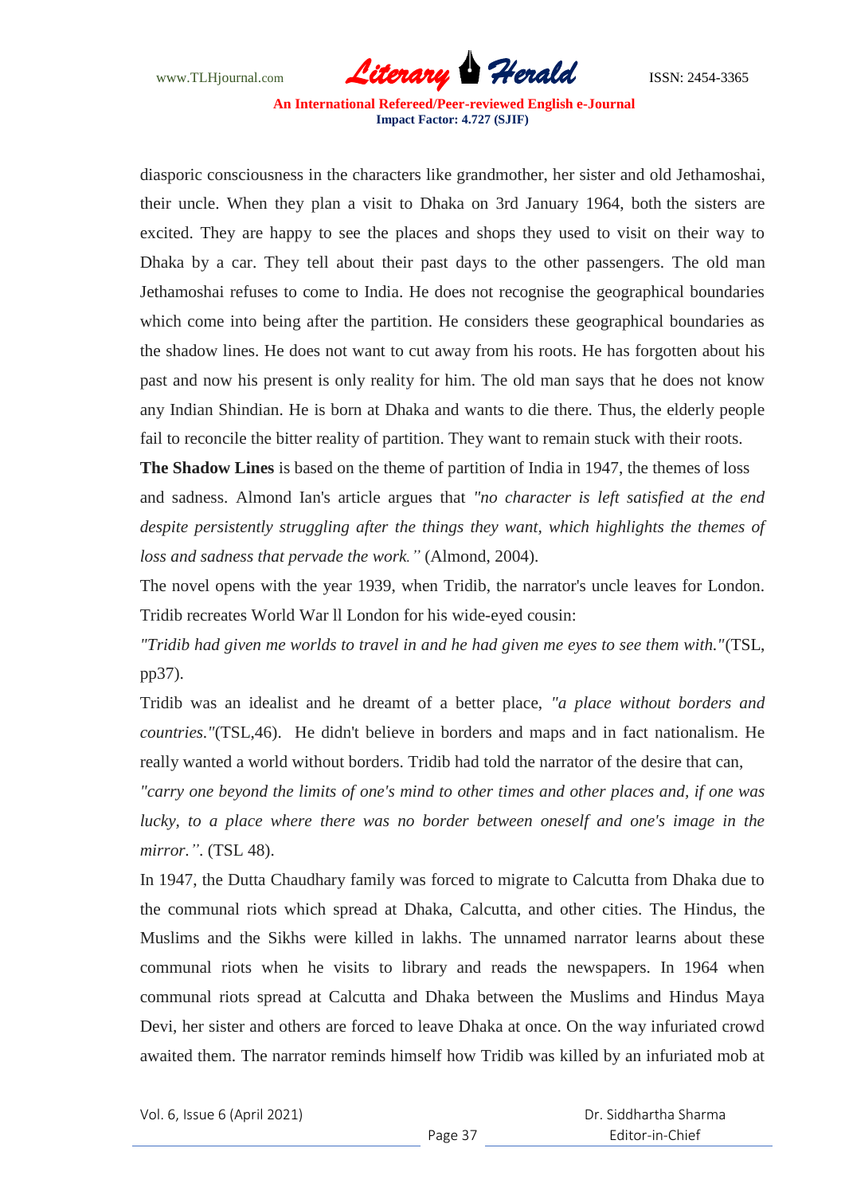diasporic consciousness in the characters like grandmother, her sister and old Jethamoshai, their uncle. When they plan a visit to Dhaka on 3rd January 1964, both the sisters are excited. They are happy to see the places and shops they used to visit on their way to Dhaka by a car. They tell about their past days to the other passengers. The old man Jethamoshai refuses to come to India. He does not recognise the geographical boundaries which come into being after the partition. He considers these geographical boundaries as the shadow lines. He does not want to cut away from his roots. He has forgotten about his past and now his present is only reality for him. The old man says that he does not know any Indian Shindian. He is born at Dhaka and wants to die there. Thus, the elderly people fail to reconcile the bitter reality of partition. They want to remain stuck with their roots.

**The Shadow Lines** is based on the theme of partition of India in 1947, the themes of loss and sadness. Almond Ian's article argues that *"no character is left satisfied at the end despite persistently struggling after the things they want, which highlights the themes of loss and sadness that pervade the work."* (Almond, 2004).

The novel opens with the year 1939, when Tridib, the narrator's uncle leaves for London. Tridib recreates World War ll London for his wide-eyed cousin:

*"Tridib had given me worlds to travel in and he had given me eyes to see them with."*(TSL, pp37).

Tridib was an idealist and he dreamt of a better place, *"a place without borders and countries."*(TSL,46). He didn't believe in borders and maps and in fact nationalism. He really wanted a world without borders. Tridib had told the narrator of the desire that can,

*"carry one beyond the limits of one's mind to other times and other places and, if one was lucky, to a place where there was no border between oneself and one's image in the mirror."*. (TSL 48).

In 1947, the Dutta Chaudhary family was forced to migrate to Calcutta from Dhaka due to the communal riots which spread at Dhaka, Calcutta, and other cities. The Hindus, the Muslims and the Sikhs were killed in lakhs. The unnamed narrator learns about these communal riots when he visits to library and reads the newspapers. In 1964 when communal riots spread at Calcutta and Dhaka between the Muslims and Hindus Maya Devi, her sister and others are forced to leave Dhaka at once. On the way infuriated crowd awaited them. The narrator reminds himself how Tridib was killed by an infuriated mob at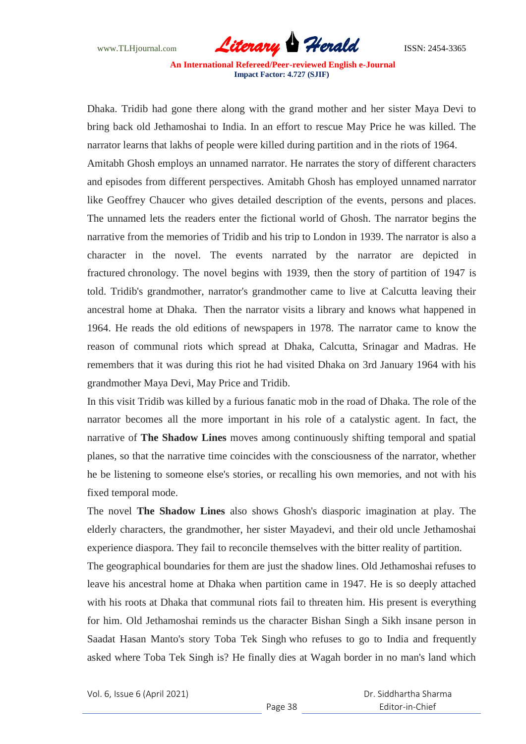Dhaka. Tridib had gone there along with the grand mother and her sister Maya Devi to bring back old Jethamoshai to India. In an effort to rescue May Price he was killed. The narrator learns that lakhs of people were killed during partition and in the riots of 1964.

Amitabh Ghosh employs an unnamed narrator. He narrates the story of different characters and episodes from different perspectives. Amitabh Ghosh has employed unnamed narrator like Geoffrey Chaucer who gives detailed description of the events, persons and places. The unnamed lets the readers enter the fictional world of Ghosh. The narrator begins the narrative from the memories of Tridib and his trip to London in 1939. The narrator is also a character in the novel. The events narrated by the narrator are depicted in fractured chronology. The novel begins with 1939, then the story of partition of 1947 is told. Tridib's grandmother, narrator's grandmother came to live at Calcutta leaving their ancestral home at Dhaka. Then the narrator visits a library and knows what happened in 1964. He reads the old editions of newspapers in 1978. The narrator came to know the reason of communal riots which spread at Dhaka, Calcutta, Srinagar and Madras. He remembers that it was during this riot he had visited Dhaka on 3rd January 1964 with his grandmother Maya Devi, May Price and Tridib.

In this visit Tridib was killed by a furious fanatic mob in the road of Dhaka. The role of the narrator becomes all the more important in his role of a catalystic agent. In fact, the narrative of **The Shadow Lines** moves among continuously shifting temporal and spatial planes, so that the narrative time coincides with the consciousness of the narrator, whether he be listening to someone else's stories, or recalling his own memories, and not with his fixed temporal mode.

The novel **The Shadow Lines** also shows Ghosh's diasporic imagination at play. The elderly characters, the grandmother, her sister Mayadevi, and their old uncle Jethamoshai experience diaspora. They fail to reconcile themselves with the bitter reality of partition.

The geographical boundaries for them are just the shadow lines. Old Jethamoshai refuses to leave his ancestral home at Dhaka when partition came in 1947. He is so deeply attached with his roots at Dhaka that communal riots fail to threaten him. His present is everything for him. Old Jethamoshai reminds us the character Bishan Singh a Sikh insane person in Saadat Hasan Manto's story Toba Tek Singh who refuses to go to India and frequently asked where Toba Tek Singh is? He finally dies at Wagah border in no man's land which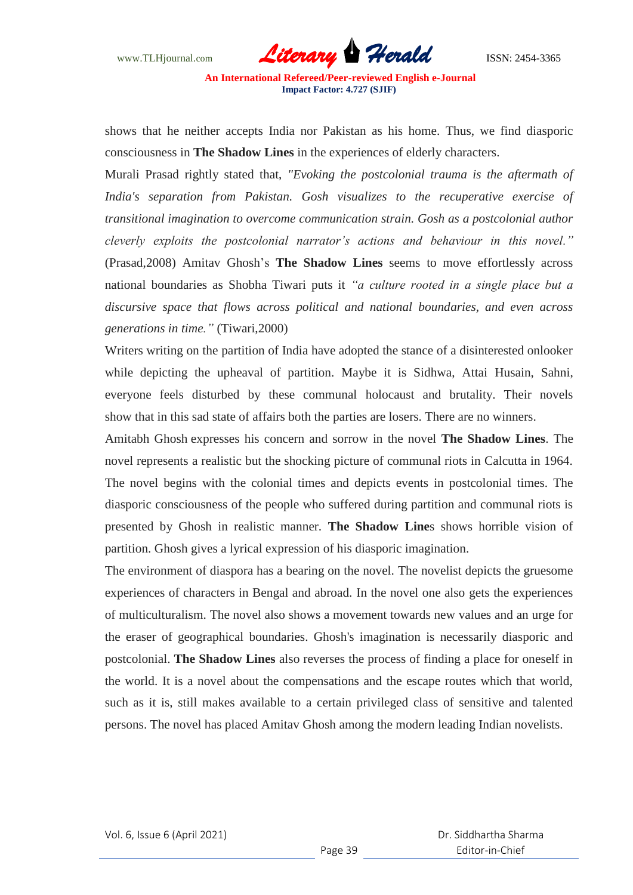shows that he neither accepts India nor Pakistan as his home. Thus, we find diasporic consciousness in **The Shadow Lines** in the experiences of elderly characters.

Murali Prasad rightly stated that, *"Evoking the postcolonial trauma is the aftermath of India's separation from Pakistan. Gosh visualizes to the recuperative exercise of transitional imagination to overcome communication strain. Gosh as a postcolonial author cleverly exploits the postcolonial narrator's actions and behaviour in this novel."* (Prasad,2008) Amitav Ghosh's **The Shadow Lines** seems to move effortlessly across national boundaries as Shobha Tiwari puts it *"a culture rooted in a single place but a discursive space that flows across political and national boundaries, and even across generations in time."* (Tiwari,2000)

Writers writing on the partition of India have adopted the stance of a disinterested onlooker while depicting the upheaval of partition. Maybe it is Sidhwa, Attai Husain, Sahni, everyone feels disturbed by these communal holocaust and brutality. Their novels show that in this sad state of affairs both the parties are losers. There are no winners.

Amitabh Ghosh expresses his concern and sorrow in the novel **The Shadow Lines**. The novel represents a realistic but the shocking picture of communal riots in Calcutta in 1964. The novel begins with the colonial times and depicts events in postcolonial times. The diasporic consciousness of the people who suffered during partition and communal riots is presented by Ghosh in realistic manner. **The Shadow Line**s shows horrible vision of partition. Ghosh gives a lyrical expression of his diasporic imagination.

The environment of diaspora has a bearing on the novel. The novelist depicts the gruesome experiences of characters in Bengal and abroad. In the novel one also gets the experiences of multiculturalism. The novel also shows a movement towards new values and an urge for the eraser of geographical boundaries. Ghosh's imagination is necessarily diasporic and postcolonial. **The Shadow Lines** also reverses the process of finding a place for oneself in the world. It is a novel about the compensations and the escape routes which that world, such as it is, still makes available to a certain privileged class of sensitive and talented persons. The novel has placed Amitav Ghosh among the modern leading Indian novelists.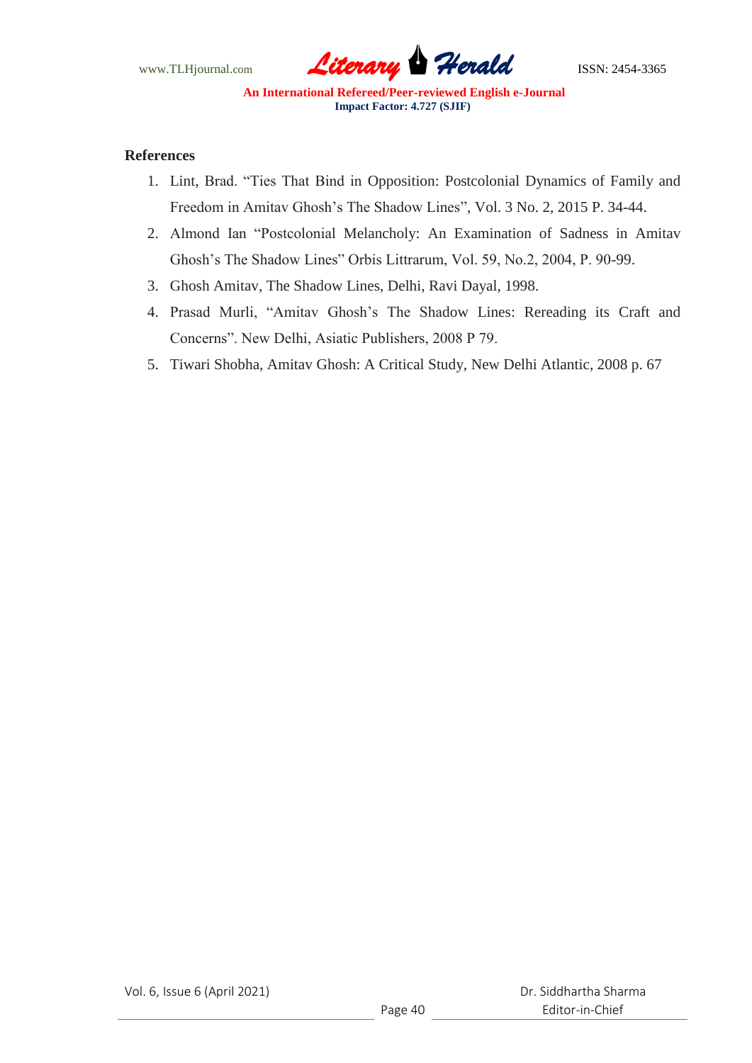## References

1. Lint, Brad. "Ties That Bind in Opposition: Postcolonial Dynamics of Family and Freedom in Amitav Ghosh's The Shadow Lines", Vol. 3 No. 2, 2015 P. 34-44.
2. Almond Ian "Postcolonial Melancholy: An Examination of Sadness in Amitav Ghosh's The Shadow Lines" Orbis Littrarum, Vol. 59, No.2, 2004, P. 90-99.
3. Ghosh Amitav, The Shadow Lines, Delhi, Ravi Dayal, 1998.
4. Prasad Murli, "Amitav Ghosh's The Shadow Lines: Rereading its Craft and Concerns". New Delhi, Asiatic Publishers, 2008 P 79.
5. Tiwari Shobha, Amitav Ghosh: A Critical Study, New Delhi Atlantic, 2008 p. 67